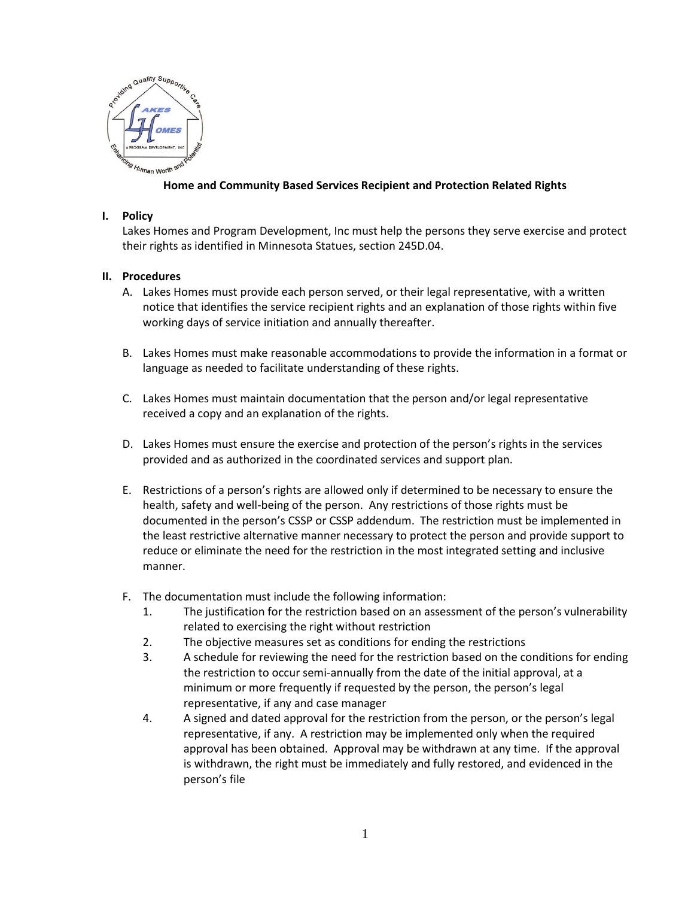# Home and Community Based Services Recipient and Protection Related Rights

## I. Policy

Lakes Homes and Program Development, Inc must help the persons they serve exercise and protect their rights as identified in Minnesota Statues, section 245D.04.

## II. Procedures

A. Lakes Homes must provide each person served, or their legal representative, with a written notice that identifies the service recipient rights and an explanation of those rights within five working days of service initiation and annually thereafter.

B. Lakes Homes must make reasonable accommodations to provide the information in a format or language as needed to facilitate understanding of these rights.

C. Lakes Homes must maintain documentation that the person and/or legal representative received a copy and an explanation of the rights.

D. Lakes Homes must ensure the exercise and protection of the person's rights in the services provided and as authorized in the coordinated services and support plan.

E. Restrictions of a person's rights are allowed only if determined to be necessary to ensure the health, safety and well-being of the person. Any restrictions of those rights must be documented in the person's CSSP or CSSP addendum. The restriction must be implemented in the least restrictive alternative manner necessary to protect the person and provide support to reduce or eliminate the need for the restriction in the most integrated setting and inclusive manner.

F. The documentation must include the following information:
   1. The justification for the restriction based on an assessment of the person's vulnerability related to exercising the right without restriction
   2. The objective measures set as conditions for ending the restrictions
   3. A schedule for reviewing the need for the restriction based on the conditions for ending the restriction to occur semi-annually from the date of the initial approval, at a minimum or more frequently if requested by the person, the person's legal representative, if any and case manager
   4. A signed and dated approval for the restriction from the person, or the person's legal representative, if any. A restriction may be implemented only when the required approval has been obtained. Approval may be withdrawn at any time. If the approval is withdrawn, the right must be immediately and fully restored, and evidenced in the person's file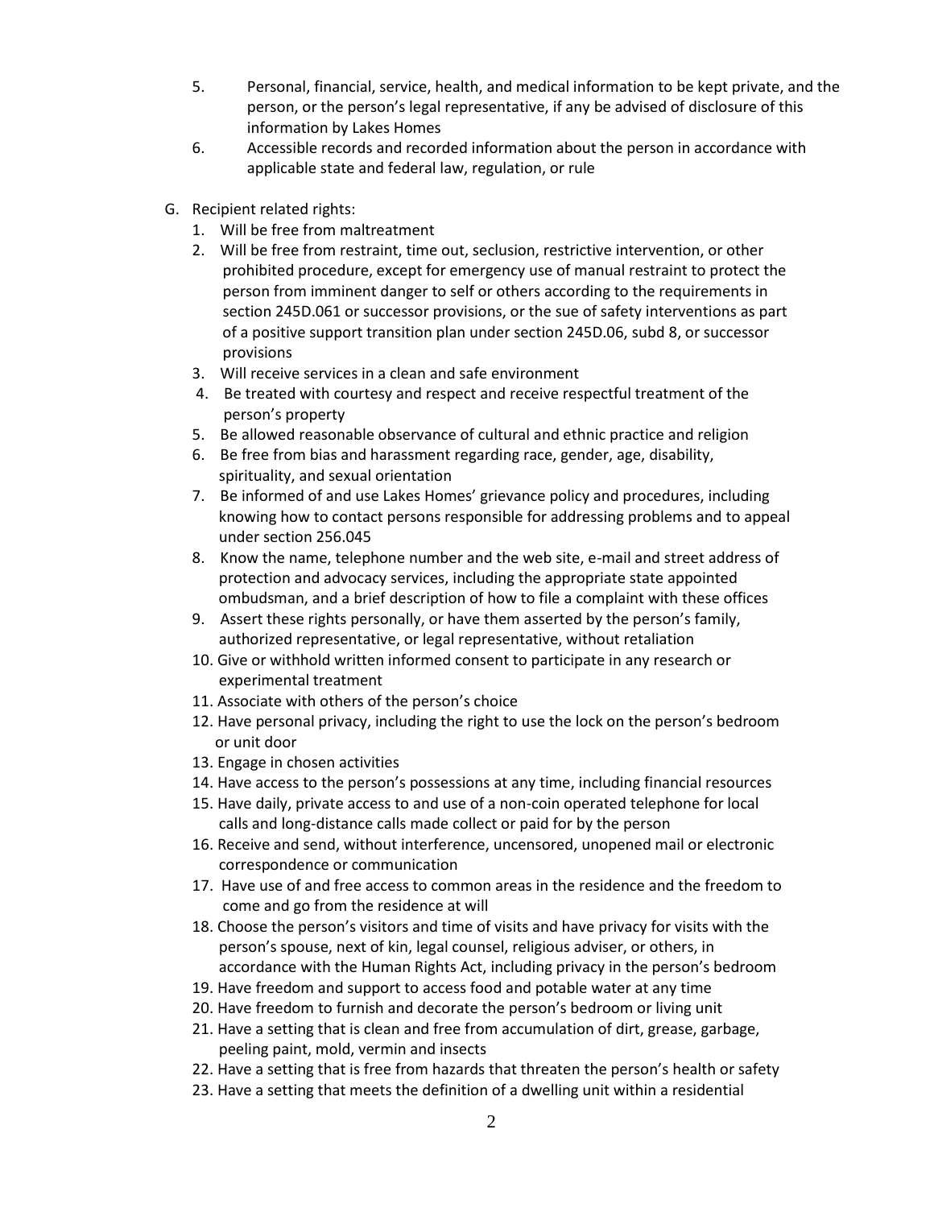5. Personal, financial, service, health, and medical information to be kept private, and the person, or the person's legal representative, if any be advised of disclosure of this information by Lakes Homes
6. Accessible records and recorded information about the person in accordance with applicable state and federal law, regulation, or rule

G. Recipient related rights:
   1. Will be free from maltreatment
   2. Will be free from restraint, time out, seclusion, restrictive intervention, or other prohibited procedure, except for emergency use of manual restraint to protect the person from imminent danger to self or others according to the requirements in section 245D.061 or successor provisions, or the sue of safety interventions as part of a positive support transition plan under section 245D.06, subd 8, or successor provisions
   3. Will receive services in a clean and safe environment
   4. Be treated with courtesy and respect and receive respectful treatment of the person's property
   5. Be allowed reasonable observance of cultural and ethnic practice and religion
   6. Be free from bias and harassment regarding race, gender, age, disability, spirituality, and sexual orientation
   7. Be informed of and use Lakes Homes' grievance policy and procedures, including knowing how to contact persons responsible for addressing problems and to appeal under section 256.045
   8. Know the name, telephone number and the web site, e-mail and street address of protection and advocacy services, including the appropriate state appointed ombudsman, and a brief description of how to file a complaint with these offices
   9. Assert these rights personally, or have them asserted by the person's family, authorized representative, or legal representative, without retaliation
   10. Give or withhold written informed consent to participate in any research or experimental treatment
   11. Associate with others of the person's choice
   12. Have personal privacy, including the right to use the lock on the person's bedroom or unit door
   13. Engage in chosen activities
   14. Have access to the person's possessions at any time, including financial resources
   15. Have daily, private access to and use of a non-coin operated telephone for local calls and long-distance calls made collect or paid for by the person
   16. Receive and send, without interference, uncensored, unopened mail or electronic correspondence or communication
   17. Have use of and free access to common areas in the residence and the freedom to come and go from the residence at will
   18. Choose the person's visitors and time of visits and have privacy for visits with the person's spouse, next of kin, legal counsel, religious adviser, or others, in accordance with the Human Rights Act, including privacy in the person's bedroom
   19. Have freedom and support to access food and potable water at any time
   20. Have freedom to furnish and decorate the person's bedroom or living unit
   21. Have a setting that is clean and free from accumulation of dirt, grease, garbage, peeling paint, mold, vermin and insects
   22. Have a setting that is free from hazards that threaten the person's health or safety
   23. Have a setting that meets the definition of a dwelling unit within a residential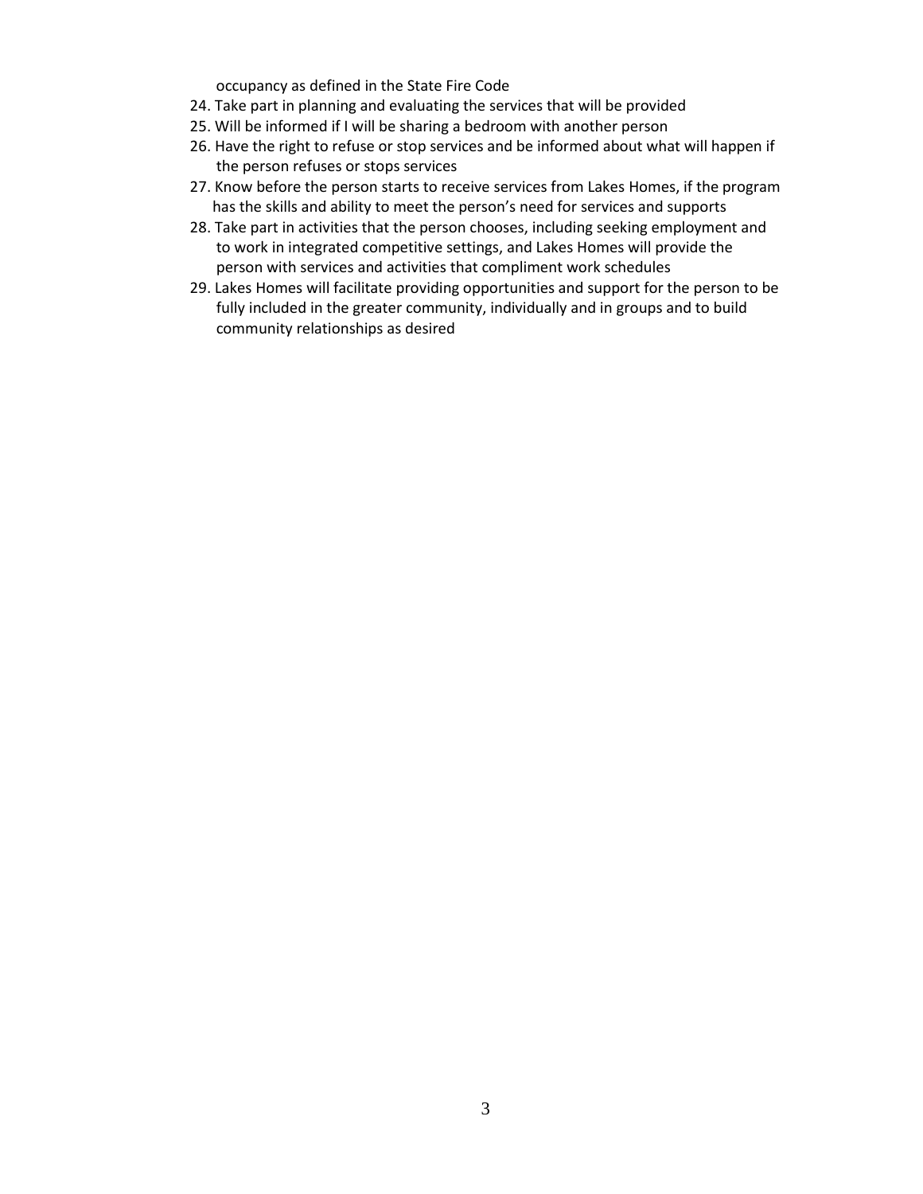occupancy as defined in the State Fire Code

24. Take part in planning and evaluating the services that will be provided
25. Will be informed if I will be sharing a bedroom with another person
26. Have the right to refuse or stop services and be informed about what will happen if the person refuses or stops services
27. Know before the person starts to receive services from Lakes Homes, if the program has the skills and ability to meet the person's need for services and supports
28. Take part in activities that the person chooses, including seeking employment and to work in integrated competitive settings, and Lakes Homes will provide the person with services and activities that compliment work schedules
29. Lakes Homes will facilitate providing opportunities and support for the person to be fully included in the greater community, individually and in groups and to build community relationships as desired